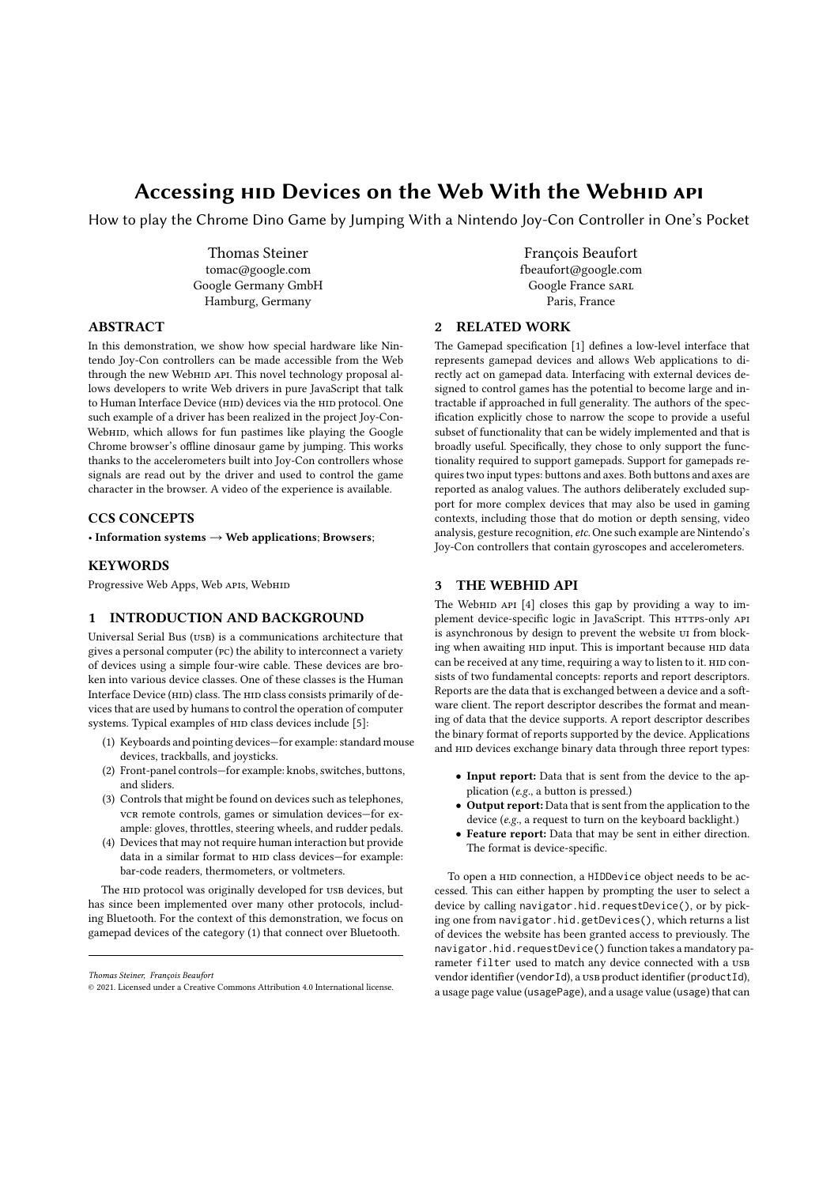# Accessing HID Devices on the Web With the WebHID API

How to play the Chrome Dino Game by Jumping With a Nintendo Joy-Con Controller in One's Pocket

Thomas Steiner
tomac@google.com
Google Germany GmbH
Hamburg, Germany

François Beaufort
fbeaufort@google.com
Google France SARL
Paris, France

## ABSTRACT

In this demonstration, we show how special hardware like Nintendo Joy-Con controllers can be made accessible from the Web through the new WebHID API. This novel technology proposal allows developers to write Web drivers in pure JavaScript that talk to Human Interface Device (HID) devices via the HID protocol. One such example of a driver has been realized in the project Joy-Con-WebHID, which allows for fun pastimes like playing the Google Chrome browser's offline dinosaur game by jumping. This works thanks to the accelerometers built into Joy-Con controllers whose signals are read out by the driver and used to control the game character in the browser. A video of the experience is available.

## CCS CONCEPTS

• **Information systems** → **Web applications**; **Browsers**;

## KEYWORDS

Progressive Web Apps, Web APIs, WebHID

## 1 INTRODUCTION AND BACKGROUND

Universal Serial Bus (USB) is a communications architecture that gives a personal computer (PC) the ability to interconnect a variety of devices using a simple four-wire cable. These devices are broken into various device classes. One of these classes is the Human Interface Device (HID) class. The HID class consists primarily of devices that are used by humans to control the operation of computer systems. Typical examples of HID class devices include [5]:

1. Keyboards and pointing devices—for example: standard mouse devices, trackballs, and joysticks.
2. Front-panel controls—for example: knobs, switches, buttons, and sliders.
3. Controls that might be found on devices such as telephones, VCR remote controls, games or simulation devices—for example: gloves, throttles, steering wheels, and rudder pedals.
4. Devices that may not require human interaction but provide data in a similar format to HID class devices—for example: bar-code readers, thermometers, or voltmeters.

The HID protocol was originally developed for USB devices, but has since been implemented over many other protocols, including Bluetooth. For the context of this demonstration, we focus on gamepad devices of the category (1) that connect over Bluetooth.

*Thomas Steiner, François Beaufort*
© 2021. Licensed under a Creative Commons Attribution 4.0 International license.

## 2 RELATED WORK

The Gamepad specification [1] defines a low-level interface that represents gamepad devices and allows Web applications to directly act on gamepad data. Interfacing with external devices designed to control games has the potential to become large and intractable if approached in full generality. The authors of the specification explicitly chose to narrow the scope to provide a useful subset of functionality that can be widely implemented and that is broadly useful. Specifically, they chose to only support the functionality required to support gamepads. Support for gamepads requires two input types: buttons and axes. Both buttons and axes are reported as analog values. The authors deliberately excluded support for more complex devices that may also be used in gaming contexts, including those that do motion or depth sensing, video analysis, gesture recognition, *etc.* One such example are Nintendo's Joy-Con controllers that contain gyroscopes and accelerometers.

## 3 THE WEBHID API

The WebHID API [4] closes this gap by providing a way to implement device-specific logic in JavaScript. This HTTPS-only API is asynchronous by design to prevent the website UI from blocking when awaiting HID input. This is important because HID data can be received at any time, requiring a way to listen to it. HID consists of two fundamental concepts: reports and report descriptors. Reports are the data that is exchanged between a device and a software client. The report descriptor describes the format and meaning of data that the device supports. A report descriptor describes the binary format of reports supported by the device. Applications and HID devices exchange binary data through three report types:

- **Input report:** Data that is sent from the device to the application (*e.g.*, a button is pressed.)
- **Output report:** Data that is sent from the application to the device (*e.g.*, a request to turn on the keyboard backlight.)
- **Feature report:** Data that may be sent in either direction. The format is device-specific.

To open a HID connection, a `HIDDevice` object needs to be accessed. This can either happen by prompting the user to select a device by calling `navigator.hid.requestDevice()`, or by picking one from `navigator.hid.getDevices()`, which returns a list of devices the website has been granted access to previously. The `navigator.hid.requestDevice()` function takes a mandatory parameter `filter` used to match any device connected with a USB vendor identifier (`vendorId`), a USB product identifier (`productId`), a usage page value (`usagePage`), and a usage value (`usage`) that can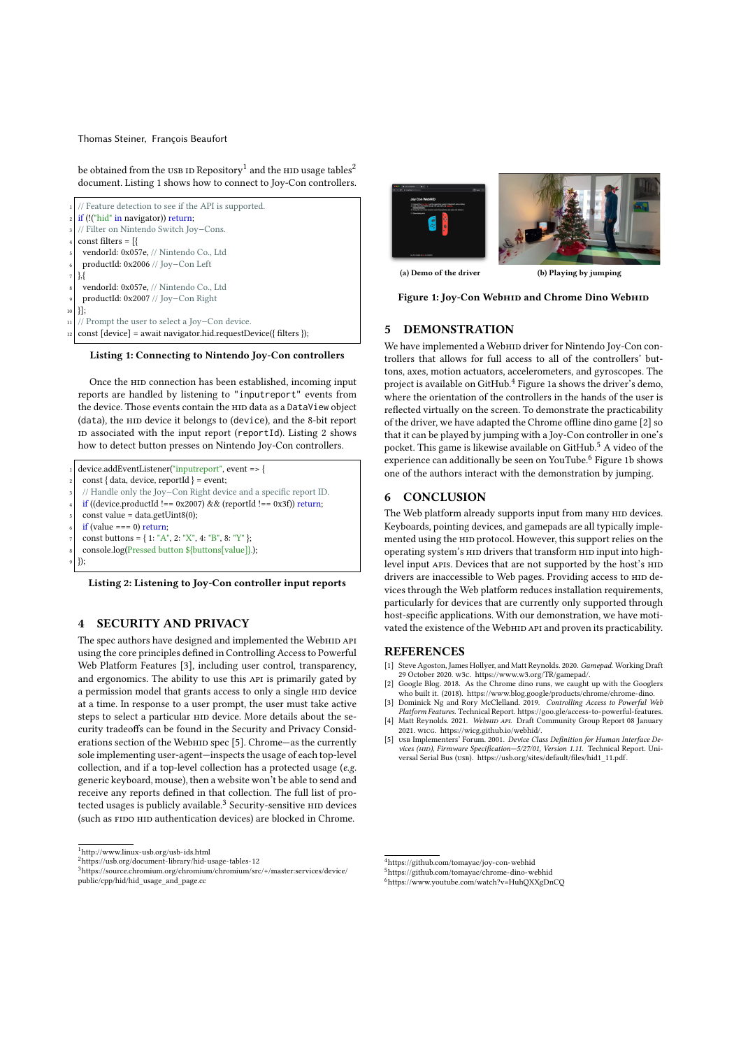be obtained from the USB ID Repository[1] and the HID usage tables[2] document. Listing 1 shows how to connect to Joy-Con controllers.

```
// Feature detection to see if the API is supported.
if (!("hid" in navigator)) return;
// Filter on Nintendo Switch Joy−Cons.
const filters = [{
  vendorId: 0x057e, // Nintendo Co., Ltd
  productId: 0x2006 // Joy−Con Left
},{
  vendorId: 0x057e, // Nintendo Co., Ltd
  productId: 0x2007 // Joy−Con Right
}];
// Prompt the user to select a Joy−Con device.
const [device] = await navigator.hid.requestDevice({ filters });
```

**Listing 1: Connecting to Nintendo Joy-Con controllers**

Once the HID connection has been established, incoming input reports are handled by listening to `"inputreport"` events from the device. Those events contain the HID data as a `DataView` object (`data`), the HID device it belongs to (`device`), and the 8-bit report ID associated with the input report (`reportId`). Listing 2 shows how to detect button presses on Nintendo Joy-Con controllers.

```
device.addEventListener("inputreport", event => {
  const { data, device, reportId } = event;
  // Handle only the Joy−Con Right device and a specific report ID.
  if ((device.productId !== 0x2007) && (reportId !== 0x3f)) return;
  const value = data.getUint8(0);
  if (value === 0) return;
  const buttons = { 1: "A", 2: "X", 4: "B", 8: "Y" };
  console.log(Pressed button ${buttons[value]}.);
});
```

**Listing 2: Listening to Joy-Con controller input reports**

## 4 SECURITY AND PRIVACY

The spec authors have designed and implemented the WebHID API using the core principles defined in Controlling Access to Powerful Web Platform Features [3], including user control, transparency, and ergonomics. The ability to use this API is primarily gated by a permission model that grants access to only a single HID device at a time. In response to a user prompt, the user must take active steps to select a particular HID device. More details about the security tradeoffs can be found in the Security and Privacy Considerations section of the WebHID spec [5]. Chrome—as the currently sole implementing user-agent—inspects the usage of each top-level collection, and if a top-level collection has a protected usage (*e.g.* generic keyboard, mouse), then a website won't be able to send and receive any reports defined in that collection. The full list of protected usages is publicly available.[3] Security-sensitive HID devices (such as FIDO HID authentication devices) are blocked in Chrome.

[1] http://www.linux-usb.org/usb-ids.html
[2] https://usb.org/document-library/hid-usage-tables-12
[3] https://source.chromium.org/chromium/chromium/src/+/master:services/device/public/cpp/hid/hid_usage_and_page.cc

(a) Demo of the driver

(b) Playing by jumping

**Figure 1: Joy-Con WebHID and Chrome Dino WebHID**

## 5 DEMONSTRATION

We have implemented a WebHID driver for Nintendo Joy-Con controllers that allows for full access to all of the controllers' buttons, axes, motion actuators, accelerometers, and gyroscopes. The project is available on GitHub.[4] Figure 1a shows the driver's demo, where the orientation of the controllers in the hands of the user is reflected virtually on the screen. To demonstrate the practicability of the driver, we have adapted the Chrome offline dino game [2] so that it can be played by jumping with a Joy-Con controller in one's pocket. This game is likewise available on GitHub.[5] A video of the experience can additionally be seen on YouTube.[6] Figure 1b shows one of the authors interact with the demonstration by jumping.

## 6 CONCLUSION

The Web platform already supports input from many HID devices. Keyboards, pointing devices, and gamepads are all typically implemented using the HID protocol. However, this support relies on the operating system's HID drivers that transform HID input into high-level input APIs. Devices that are not supported by the host's HID drivers are inaccessible to Web pages. Providing access to HID devices through the Web platform reduces installation requirements, particularly for devices that are currently only supported through host-specific applications. With our demonstration, we have motivated the existence of the WebHID API and proven its practicability.

## REFERENCES

[1] Steve Agoston, James Hollyer, and Matt Reynolds. 2020. *Gamepad*. Working Draft 29 October 2020. W3C. https://www.w3.org/TR/gamepad/.
[2] Google Blog. 2018. As the Chrome dino runs, we caught up with the Googlers who built it. (2018). https://www.blog.google/products/chrome/chrome-dino.
[3] Dominick Ng and Rory McClelland. 2019. *Controlling Access to Powerful Web Platform Features*. Technical Report. https://goo.gle/access-to-powerful-features.
[4] Matt Reynolds. 2021. *WebHID API*. Draft Community Group Report 08 January 2021. WICG. https://wicg.github.io/webhid/.
[5] USB Implementers' Forum. 2001. *Device Class Definition for Human Interface Devices (HID), Firmware Specification—5/27/01, Version 1.11*. Technical Report. Universal Serial Bus (USB). https://usb.org/sites/default/files/hid1_11.pdf.

[4] https://github.com/tomayac/joy-con-webhid
[5] https://github.com/tomayac/chrome-dino-webhid
[6] https://www.youtube.com/watch?v=HuhQXXgDnCQ